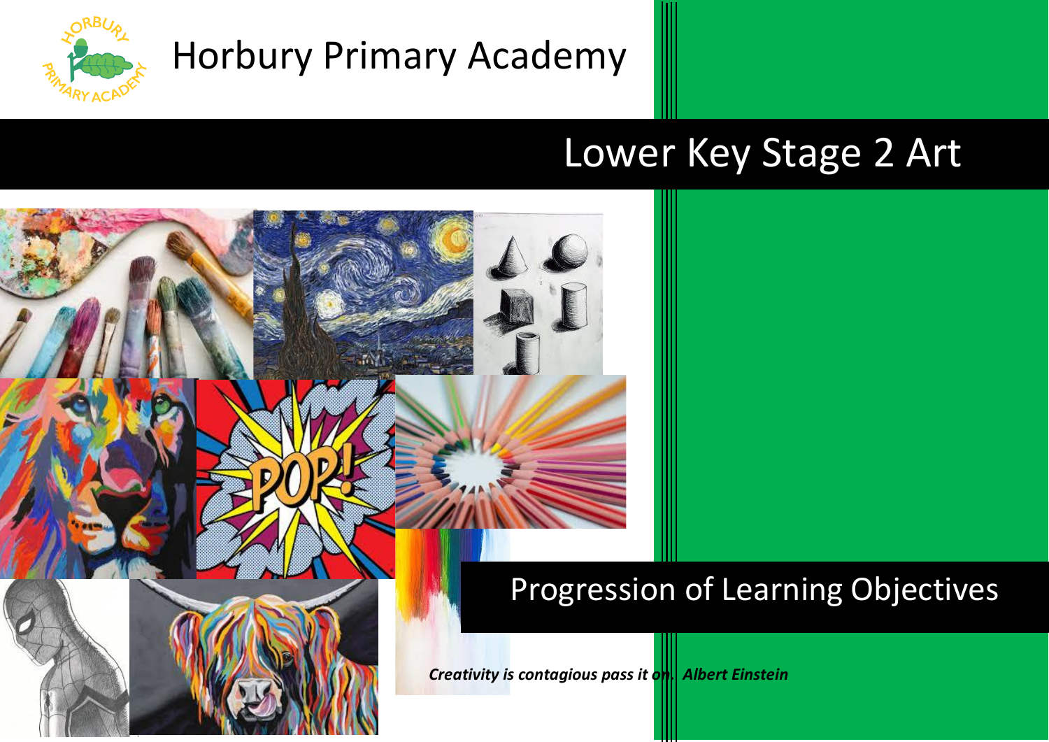# Horbury Primary Academy

## Lower Key Stage 2 Art

## Progression of Learning Objectives

***Creativity is contagious pass it on. Albert Einstein***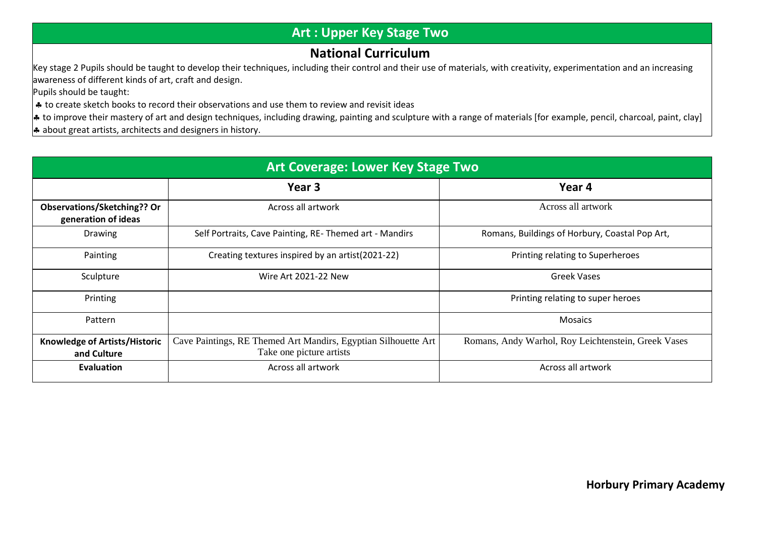## Art : Upper Key Stage Two

### National Curriculum

Key stage 2 Pupils should be taught to develop their techniques, including their control and their use of materials, with creativity, experimentation and an increasing awareness of different kinds of art, craft and design.

Pupils should be taught:

- ♣ to create sketch books to record their observations and use them to review and revisit ideas
- ♣ to improve their mastery of art and design techniques, including drawing, painting and sculpture with a range of materials [for example, pencil, charcoal, paint, clay]
- ♣ about great artists, architects and designers in history.

## Art Coverage: Lower Key Stage Two

| | Year 3 | Year 4 |
|---|---|---|
| **Observations/Sketching?? Or generation of ideas** | Across all artwork | Across all artwork |
| Drawing | Self Portraits, Cave Painting, RE- Themed art - Mandirs | Romans, Buildings of Horbury, Coastal Pop Art, |
| Painting | Creating textures inspired by an artist(2021-22) | Printing relating to Superheroes |
| Sculpture | Wire Art 2021-22 New | Greek Vases |
| Printing | | Printing relating to super heroes |
| Pattern | | Mosaics |
| **Knowledge of Artists/Historic and Culture** | Cave Paintings, RE Themed Art Mandirs, Egyptian Silhouette Art Take one picture artists | Romans, Andy Warhol, Roy Leichtenstein, Greek Vases |
| **Evaluation** | Across all artwork | Across all artwork |

**Horbury Primary Academy**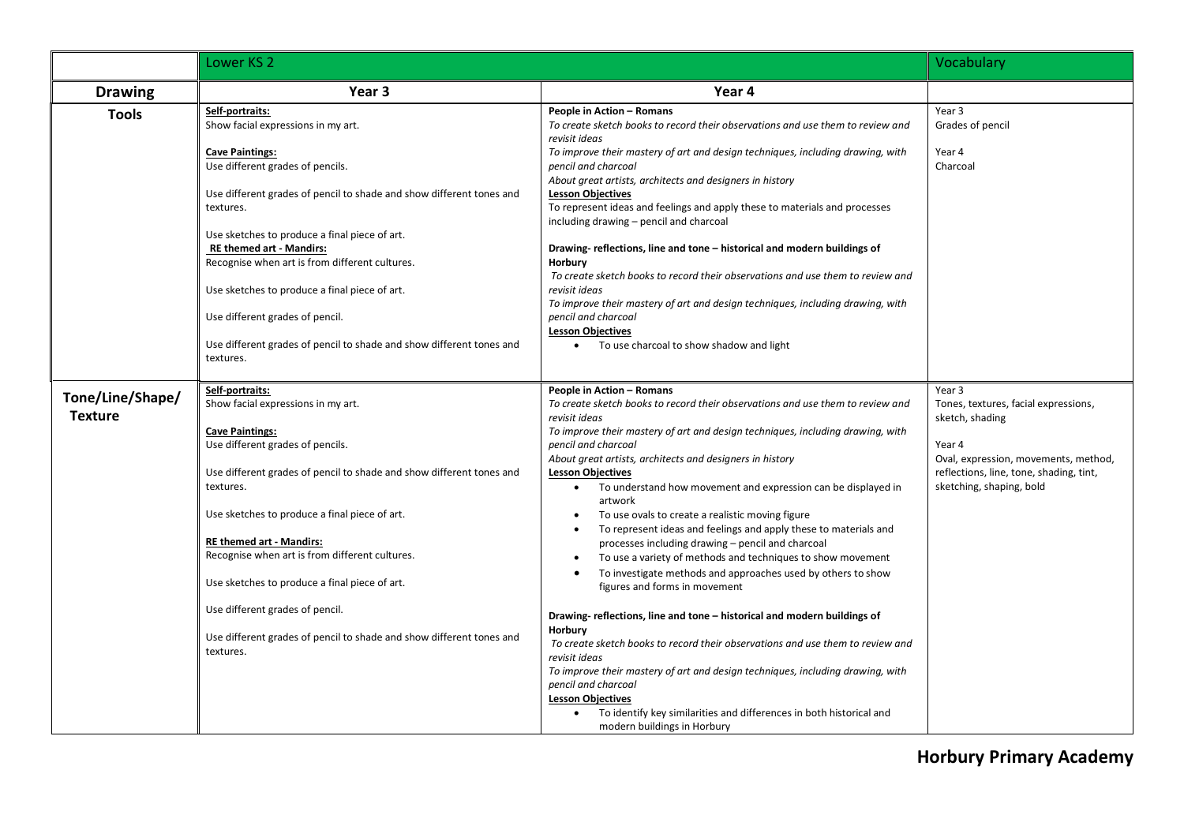| | Lower KS 2 | | Vocabulary |
|---|---|---|---|
| **Drawing** | **Year 3** | **Year 4** | |
| **Tools** | **Self-portraits:**<br>Show facial expressions in my art.<br><br>**Cave Paintings:**<br>Use different grades of pencils.<br><br>Use different grades of pencil to shade and show different tones and textures.<br><br>Use sketches to produce a final piece of art.<br>**RE themed art - Mandirs:**<br>Recognise when art is from different cultures.<br><br>Use sketches to produce a final piece of art.<br><br>Use different grades of pencil.<br><br>Use different grades of pencil to shade and show different tones and textures. | **People in Action – Romans**<br>*To create sketch books to record their observations and use them to review and revisit ideas*<br>*To improve their mastery of art and design techniques, including drawing, with pencil and charcoal*<br>*About great artists, architects and designers in history*<br>**Lesson Objectives**<br>To represent ideas and feelings and apply these to materials and processes including drawing – pencil and charcoal<br><br>**Drawing- reflections, line and tone – historical and modern buildings of Horbury**<br>*To create sketch books to record their observations and use them to review and revisit ideas*<br>*To improve their mastery of art and design techniques, including drawing, with pencil and charcoal*<br>**Lesson Objectives**<br>• To use charcoal to show shadow and light | Year 3<br>Grades of pencil<br><br>Year 4<br>Charcoal |
| **Tone/Line/Shape/ Texture** | **Self-portraits:**<br>Show facial expressions in my art.<br><br>**Cave Paintings:**<br>Use different grades of pencils.<br><br>Use different grades of pencil to shade and show different tones and textures.<br><br>Use sketches to produce a final piece of art.<br><br>**RE themed art - Mandirs:**<br>Recognise when art is from different cultures.<br><br>Use sketches to produce a final piece of art.<br><br>Use different grades of pencil.<br><br>Use different grades of pencil to shade and show different tones and textures. | **People in Action – Romans**<br>*To create sketch books to record their observations and use them to review and revisit ideas*<br>*To improve their mastery of art and design techniques, including drawing, with pencil and charcoal*<br>*About great artists, architects and designers in history*<br>**Lesson Objectives**<br>• To understand how movement and expression can be displayed in artwork<br>• To use ovals to create a realistic moving figure<br>• To represent ideas and feelings and apply these to materials and processes including drawing – pencil and charcoal<br>• To use a variety of methods and techniques to show movement<br>• To investigate methods and approaches used by others to show figures and forms in movement<br><br>**Drawing- reflections, line and tone – historical and modern buildings of Horbury**<br>*To create sketch books to record their observations and use them to review and revisit ideas*<br>*To improve their mastery of art and design techniques, including drawing, with pencil and charcoal*<br>**Lesson Objectives**<br>• To identify key similarities and differences in both historical and modern buildings in Horbury | Year 3<br>Tones, textures, facial expressions, sketch, shading<br><br>Year 4<br>Oval, expression, movements, method, reflections, line, tone, shading, tint, sketching, shaping, bold |

**Horbury Primary Academy**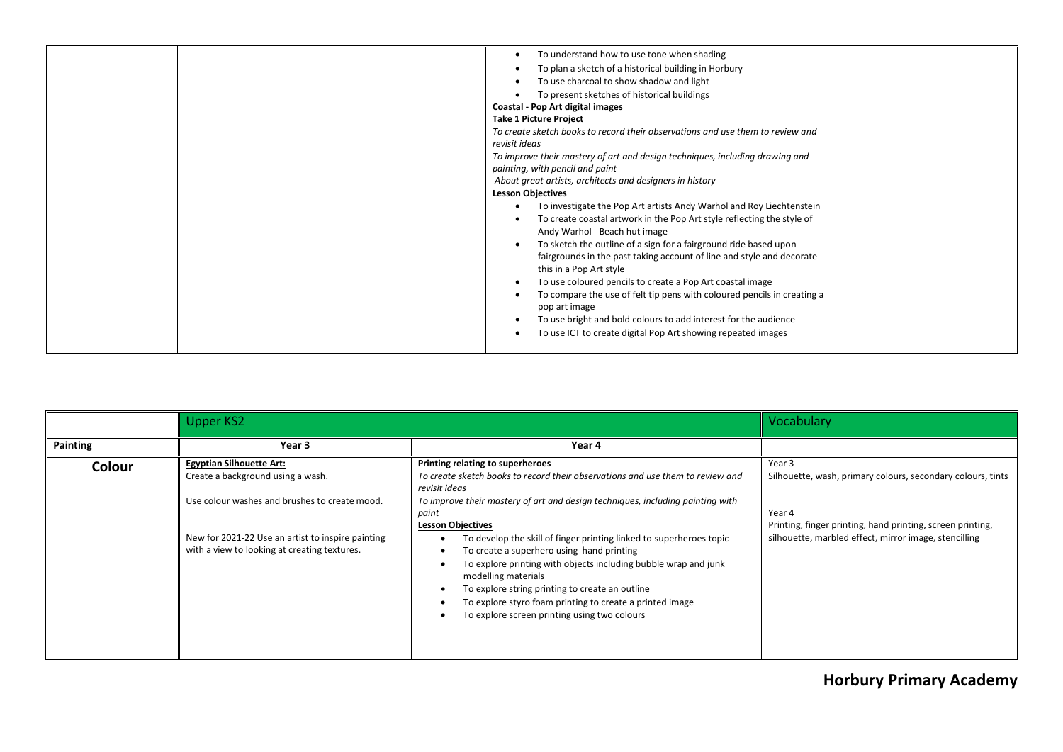| | | | |
|---|---|---|---|
| | | <ul><li>To understand how to use tone when shading</li><li>To plan a sketch of a historical building in Horbury</li><li>To use charcoal to show shadow and light</li><li>To present sketches of historical buildings</li></ul>**Coastal - Pop Art digital images**<br>**Take 1 Picture Project**<br>*To create sketch books to record their observations and use them to review and revisit ideas*<br>*To improve their mastery of art and design techniques, including drawing and painting, with pencil and paint*<br>*About great artists, architects and designers in history*<br>**Lesson Objectives**<ul><li>To investigate the Pop Art artists Andy Warhol and Roy Liechtenstein</li><li>To create coastal artwork in the Pop Art style reflecting the style of Andy Warhol - Beach hut image</li><li>To sketch the outline of a sign for a fairground ride based upon fairgrounds in the past taking account of line and style and decorate this in a Pop Art style</li><li>To use coloured pencils to create a Pop Art coastal image</li><li>To compare the use of felt tip pens with coloured pencils in creating a pop art image</li><li>To use bright and bold colours to add interest for the audience</li><li>To use ICT to create digital Pop Art showing repeated images</li></ul> | |

| | Upper KS2 | | Vocabulary |
|---|---|---|---|
| **Painting** | **Year 3** | **Year 4** | |
| **Colour** | **Egyptian Silhouette Art:**<br>Create a background using a wash.<br><br>Use colour washes and brushes to create mood.<br><br>New for 2021-22 Use an artist to inspire painting with a view to looking at creating textures. | **Printing relating to superheroes**<br>*To create sketch books to record their observations and use them to review and revisit ideas*<br>*To improve their mastery of art and design techniques, including painting with paint*<br>**Lesson Objectives**<ul><li>To develop the skill of finger printing linked to superheroes topic</li><li>To create a superhero using hand printing</li><li>To explore printing with objects including bubble wrap and junk modelling materials</li><li>To explore string printing to create an outline</li><li>To explore styro foam printing to create a printed image</li><li>To explore screen printing using two colours</li></ul> | Year 3<br>Silhouette, wash, primary colours, secondary colours, tints<br><br>Year 4<br>Printing, finger printing, hand printing, screen printing, silhouette, marbled effect, mirror image, stencilling |

**Horbury Primary Academy**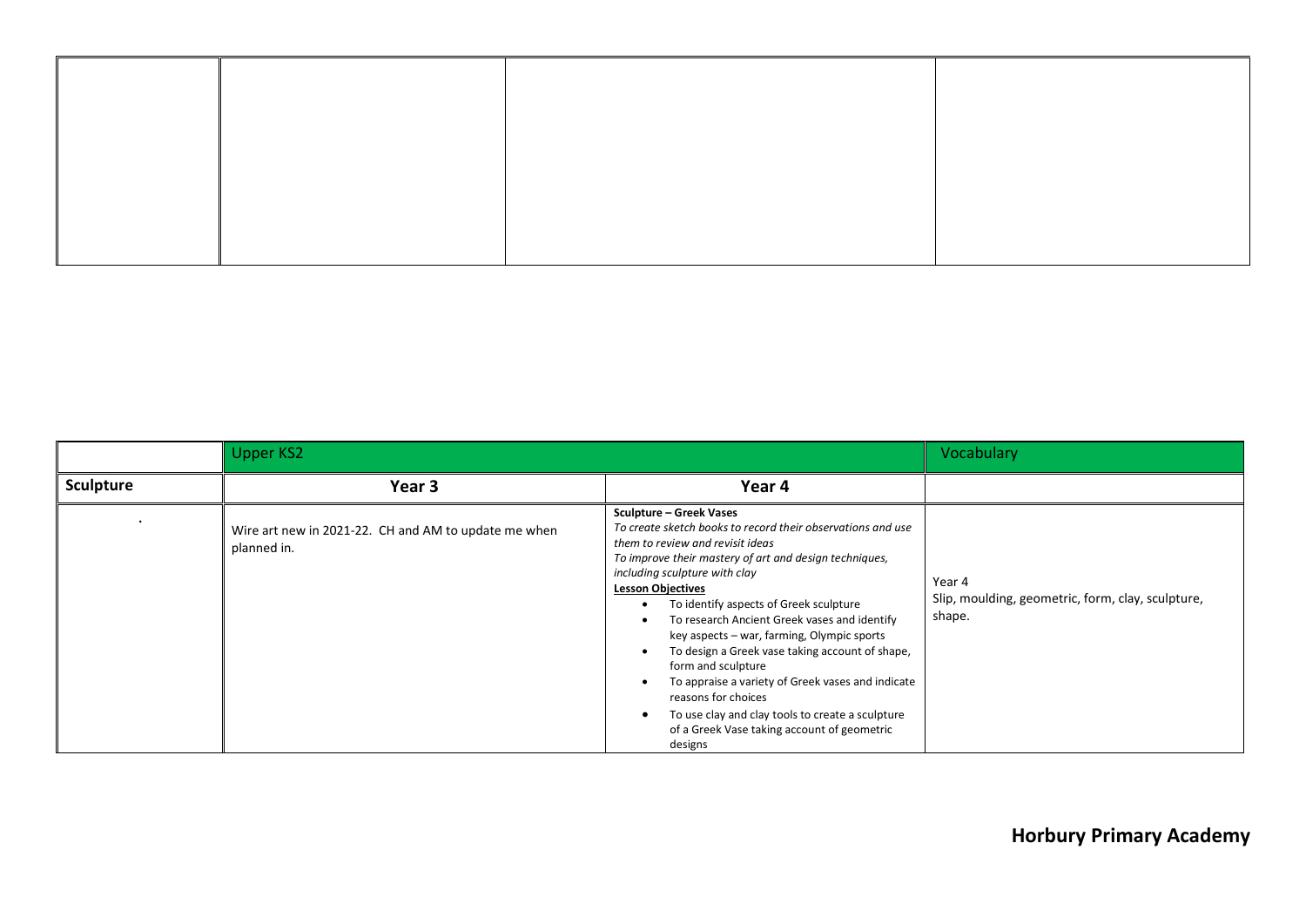| | | | |
|---|---|---|---|
| | | | |

| | Upper KS2 | | Vocabulary |
|---|---|---|---|
| **Sculpture** | **Year 3** | **Year 4** | |
| . | Wire art new in 2021-22. CH and AM to update me when planned in. | **Sculpture – Greek Vases**<br>*To create sketch books to record their observations and use them to review and revisit ideas*<br>*To improve their mastery of art and design techniques, including sculpture with clay*<br>**Lesson Objectives**<br>• To identify aspects of Greek sculpture<br>• To research Ancient Greek vases and identify key aspects – war, farming, Olympic sports<br>• To design a Greek vase taking account of shape, form and sculpture<br>• To appraise a variety of Greek vases and indicate reasons for choices<br>• To use clay and clay tools to create a sculpture of a Greek Vase taking account of geometric designs | Year 4<br>Slip, moulding, geometric, form, clay, sculpture, shape. |

**Horbury Primary Academy**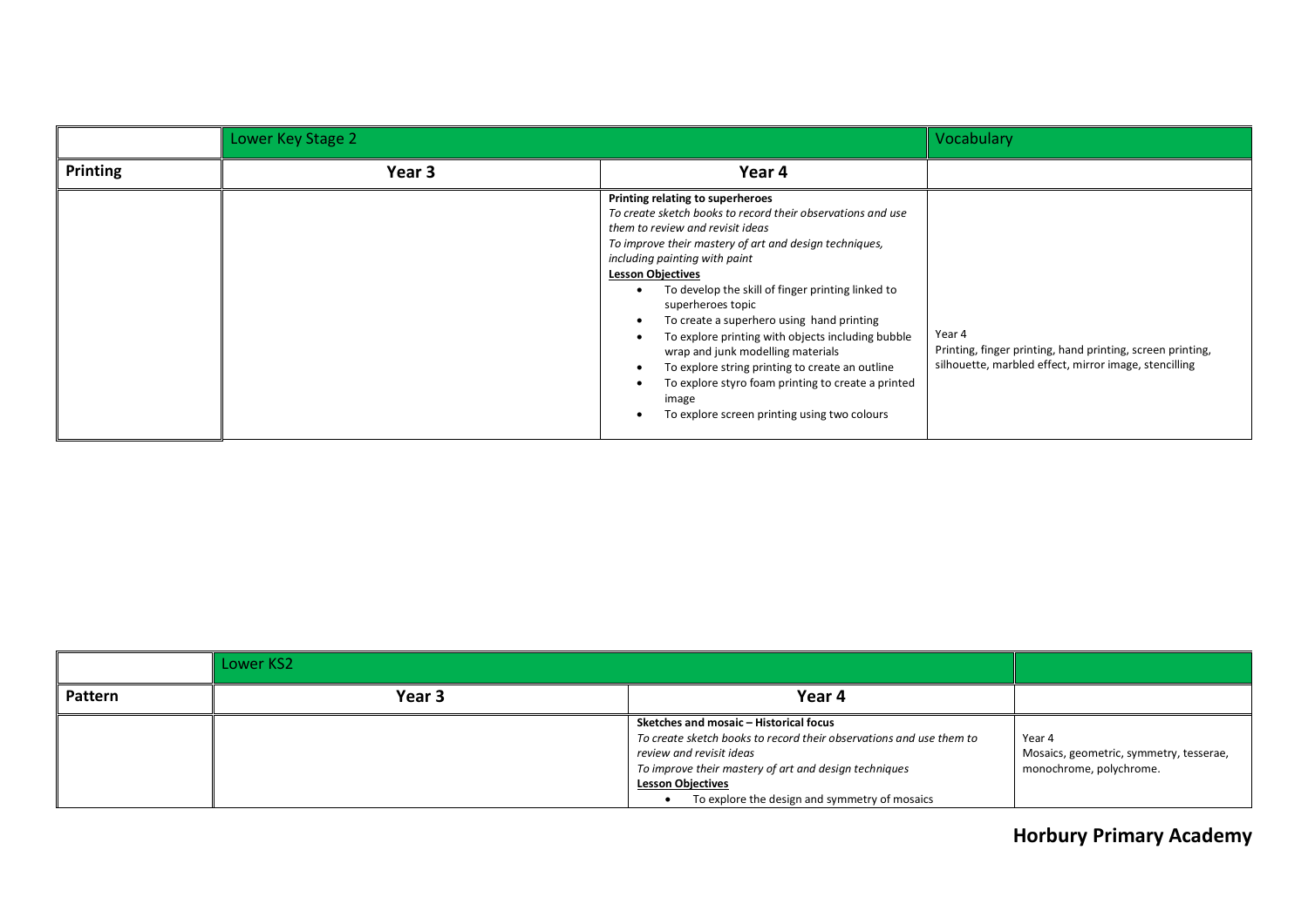| | Lower Key Stage 2 | | Vocabulary |
|---|---|---|---|
| **Printing** | **Year 3** | **Year 4** | |
| | | **Printing relating to superheroes**<br>*To create sketch books to record their observations and use them to review and revisit ideas*<br>*To improve their mastery of art and design techniques, including painting with paint*<br>**Lesson Objectives**<br>• To develop the skill of finger printing linked to superheroes topic<br>• To create a superhero using hand printing<br>• To explore printing with objects including bubble wrap and junk modelling materials<br>• To explore string printing to create an outline<br>• To explore styro foam printing to create a printed image<br>• To explore screen printing using two colours | Year 4<br>Printing, finger printing, hand printing, screen printing, silhouette, marbled effect, mirror image, stencilling |

| | Lower KS2 | | |
|---|---|---|---|
| **Pattern** | **Year 3** | **Year 4** | |
| | | **Sketches and mosaic – Historical focus**<br>*To create sketch books to record their observations and use them to review and revisit ideas*<br>*To improve their mastery of art and design techniques*<br>**Lesson Objectives**<br>• To explore the design and symmetry of mosaics | Year 4<br>Mosaics, geometric, symmetry, tesserae, monochrome, polychrome. |

**Horbury Primary Academy**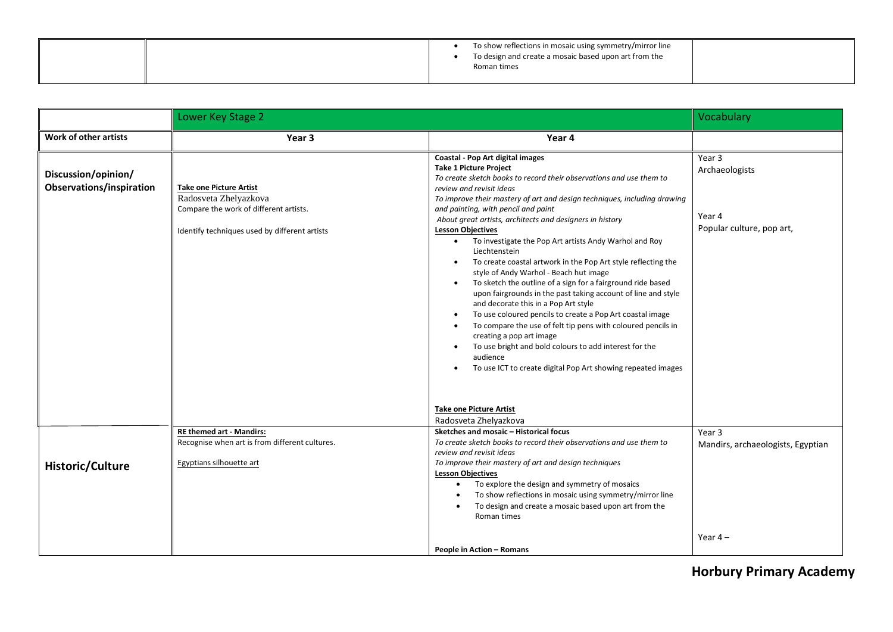| | | • To show reflections in mosaic using symmetry/mirror line<br>• To design and create a mosaic based upon art from the Roman times | |
|---|---|---|---|

| | Lower Key Stage 2 | | Vocabulary |
|---|---|---|---|
| **Work of other artists** | **Year 3** | **Year 4** | |
| **Discussion/opinion/ Observations/inspiration** | **Take one Picture Artist**<br>Radosveta Zhelyazkova<br>Compare the work of different artists.<br><br>Identify techniques used by different artists | **Coastal - Pop Art digital images**<br>**Take 1 Picture Project**<br>*To create sketch books to record their observations and use them to review and revisit ideas*<br>*To improve their mastery of art and design techniques, including drawing and painting, with pencil and paint*<br>*About great artists, architects and designers in history*<br>**Lesson Objectives**<br>• To investigate the Pop Art artists Andy Warhol and Roy Liechtenstein<br>• To create coastal artwork in the Pop Art style reflecting the style of Andy Warhol - Beach hut image<br>• To sketch the outline of a sign for a fairground ride based upon fairgrounds in the past taking account of line and style and decorate this in a Pop Art style<br>• To use coloured pencils to create a Pop Art coastal image<br>• To compare the use of felt tip pens with coloured pencils in creating a pop art image<br>• To use bright and bold colours to add interest for the audience<br>• To use ICT to create digital Pop Art showing repeated images<br><br>**Take one Picture Artist**<br>Radosveta Zhelyazkova | Year 3<br>Archaeologists<br><br>Year 4<br>Popular culture, pop art, |
| **Historic/Culture** | **RE themed art - Mandirs:**<br>Recognise when art is from different cultures.<br><br>Egyptians silhouette art | **Sketches and mosaic – Historical focus**<br>*To create sketch books to record their observations and use them to review and revisit ideas*<br>*To improve their mastery of art and design techniques*<br>**Lesson Objectives**<br>• To explore the design and symmetry of mosaics<br>• To show reflections in mosaic using symmetry/mirror line<br>• To design and create a mosaic based upon art from the Roman times<br><br>**People in Action – Romans** | Year 3<br>Mandirs, archaeologists, Egyptian<br><br>Year 4 – |

**Horbury Primary Academy**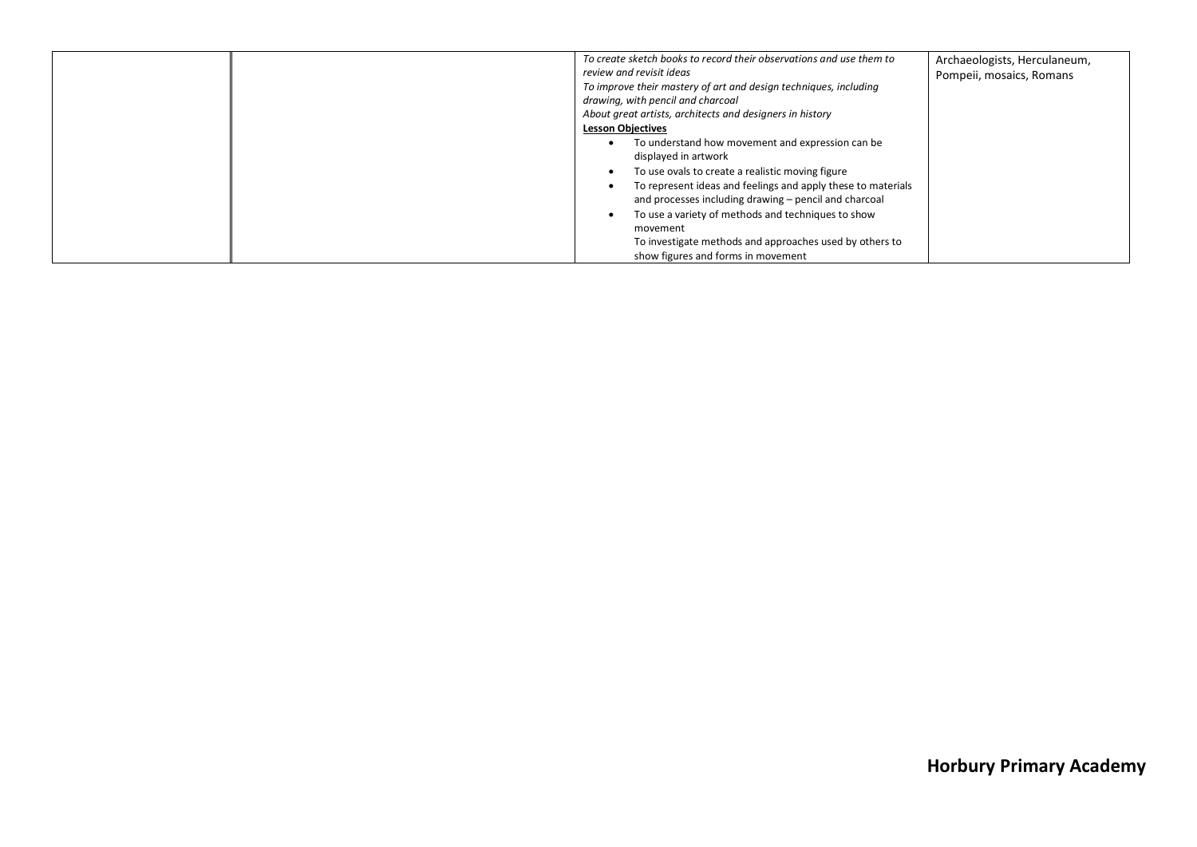| | | | |
|---|---|---|---|
| | | *To create sketch books to record their observations and use them to review and revisit ideas*<br>*To improve their mastery of art and design techniques, including drawing, with pencil and charcoal*<br>*About great artists, architects and designers in history*<br>**Lesson Objectives**<br>• To understand how movement and expression can be displayed in artwork<br>• To use ovals to create a realistic moving figure<br>• To represent ideas and feelings and apply these to materials and processes including drawing – pencil and charcoal<br>• To use a variety of methods and techniques to show movement<br>To investigate methods and approaches used by others to show figures and forms in movement | Archaeologists, Herculaneum, Pompeii, mosaics, Romans |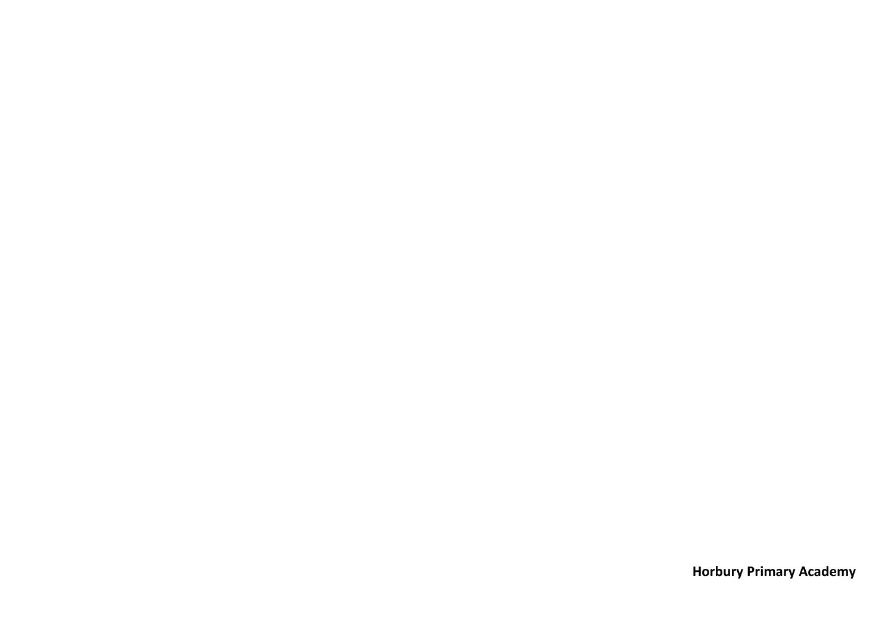**Horbury Primary Academy**